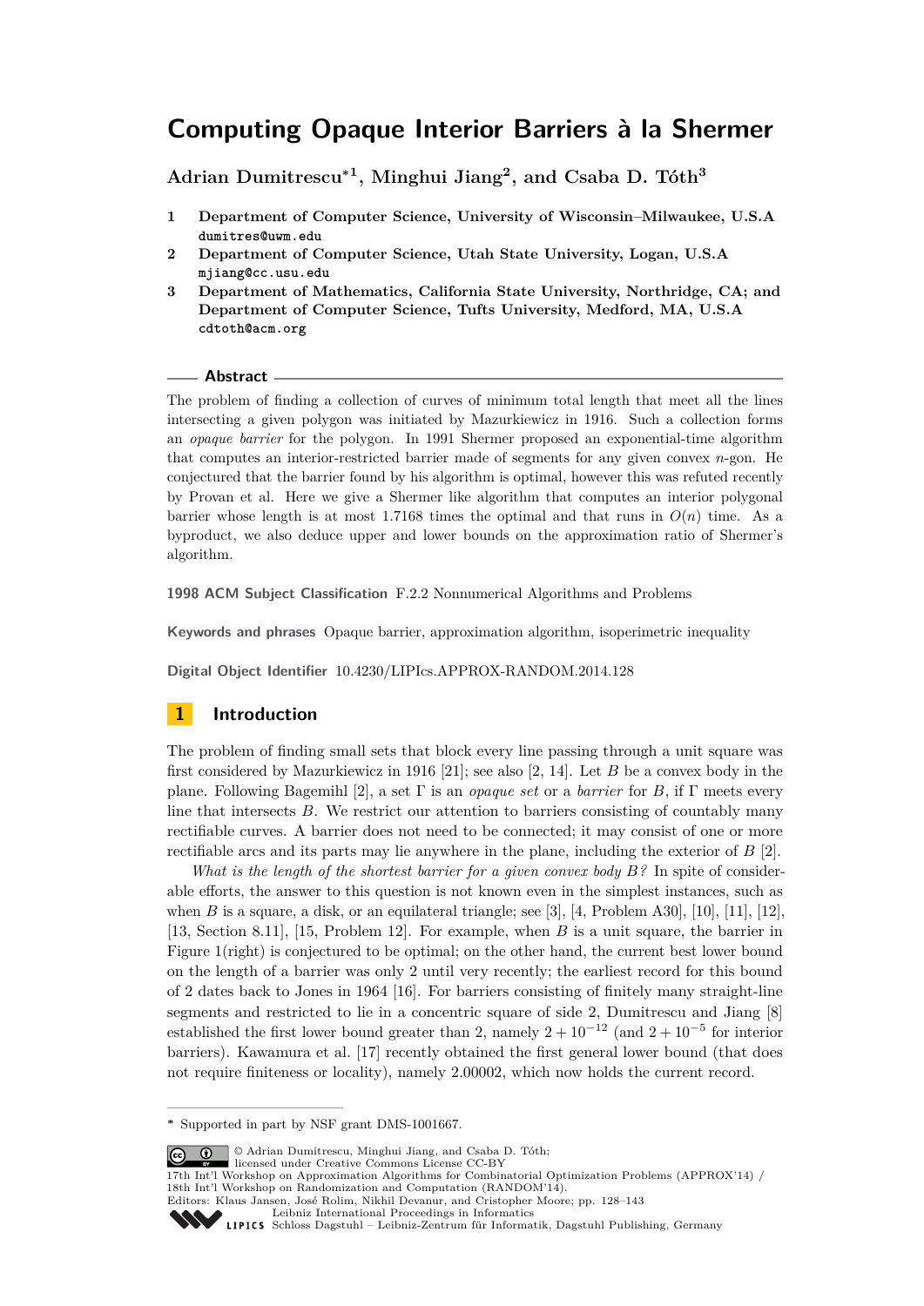# Computing Opaque Interior Barriers à la Shermer

**Adrian Dumitrescu*[1], Minghui Jiang[2], and Csaba D. Tóth[3]**

1. **Department of Computer Science, University of Wisconsin–Milwaukee, U.S.A**
   `dumitres@uwm.edu`
2. **Department of Computer Science, Utah State University, Logan, U.S.A**
   `mjiang@cc.usu.edu`
3. **Department of Mathematics, California State University, Northridge, CA; and Department of Computer Science, Tufts University, Medford, MA, U.S.A**
   `cdtoth@acm.org`

## Abstract

The problem of finding a collection of curves of minimum total length that meet all the lines intersecting a given polygon was initiated by Mazurkiewicz in 1916. Such a collection forms an *opaque barrier* for the polygon. In 1991 Shermer proposed an exponential-time algorithm that computes an interior-restricted barrier made of segments for any given convex $n$-gon. He conjectured that the barrier found by his algorithm is optimal, however this was refuted recently by Provan et al. Here we give a Shermer like algorithm that computes an interior polygonal barrier whose length is at most 1.7168 times the optimal and that runs in $O(n)$ time. As a byproduct, we also deduce upper and lower bounds on the approximation ratio of Shermer's algorithm.

**1998 ACM Subject Classification** F.2.2 Nonnumerical Algorithms and Problems

**Keywords and phrases** Opaque barrier, approximation algorithm, isoperimetric inequality

**Digital Object Identifier** 10.4230/LIPIcs.APPROX-RANDOM.2014.128

## 1 Introduction

The problem of finding small sets that block every line passing through a unit square was first considered by Mazurkiewicz in 1916 [21]; see also [2, 14]. Let $B$ be a convex body in the plane. Following Bagemihl [2], a set $\Gamma$ is an *opaque set* or a *barrier* for $B$, if $\Gamma$ meets every line that intersects $B$. We restrict our attention to barriers consisting of countably many rectifiable curves. A barrier does not need to be connected; it may consist of one or more rectifiable arcs and its parts may lie anywhere in the plane, including the exterior of $B$ [2].

*What is the length of the shortest barrier for a given convex body $B$?* In spite of considerable efforts, the answer to this question is not known even in the simplest instances, such as when $B$ is a square, a disk, or an equilateral triangle; see [3], [4, Problem A30], [10], [11], [12], [13, Section 8.11], [15, Problem 12]. For example, when $B$ is a unit square, the barrier in Figure 1(right) is conjectured to be optimal; on the other hand, the current best lower bound on the length of a barrier was only 2 until very recently; the earliest record for this bound of 2 dates back to Jones in 1964 [16]. For barriers consisting of finitely many straight-line segments and restricted to lie in a concentric square of side 2, Dumitrescu and Jiang [8] established the first lower bound greater than 2, namely $2 + 10^{-12}$ (and $2 + 10^{-5}$ for interior barriers). Kawamura et al. [17] recently obtained the first general lower bound (that does not require finiteness or locality), namely 2.00002, which now holds the current record.

* Supported in part by NSF grant DMS-1001667.

© Adrian Dumitrescu, Minghui Jiang, and Csaba D. Tóth;
licensed under Creative Commons License CC-BY
17th Int'l Workshop on Approximation Algorithms for Combinatorial Optimization Problems (APPROX'14) / 18th Int'l Workshop on Randomization and Computation (RANDOM'14).
Editors: Klaus Jansen, José Rolim, Nikhil Devanur, and Cristopher Moore; pp. 128–143
Leibniz International Proceedings in Informatics
Schloss Dagstuhl – Leibniz-Zentrum für Informatik, Dagstuhl Publishing, Germany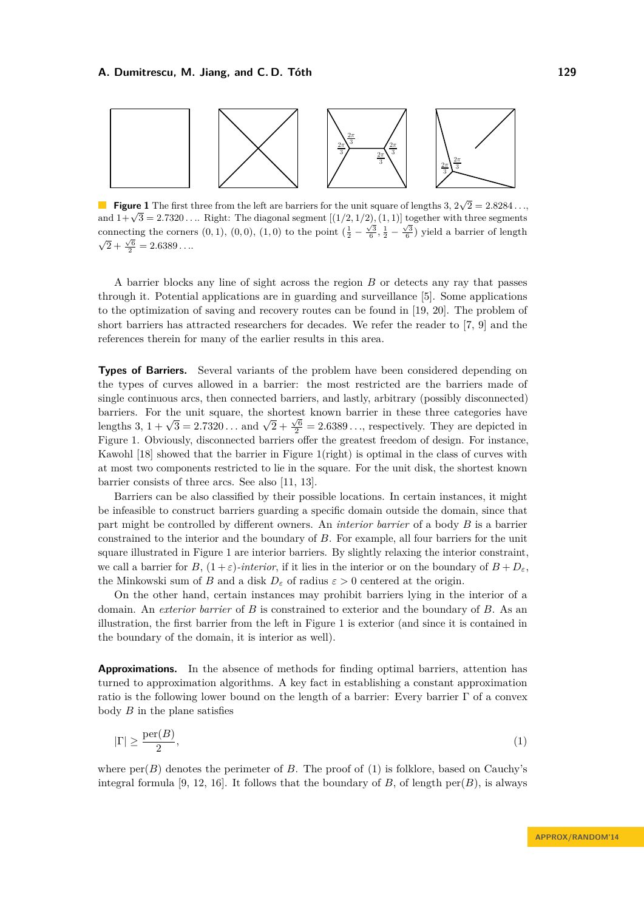**Figure 1** The first three from the left are barriers for the unit square of lengths 3, $2\sqrt{2} = 2.8284\ldots$, and $1+\sqrt{3} = 2.7320\ldots$. Right: The diagonal segment $[(1/2, 1/2), (1, 1)]$ together with three segments connecting the corners $(0, 1)$, $(0, 0)$, $(1, 0)$ to the point $(\frac{1}{2} - \frac{\sqrt{3}}{6}, \frac{1}{2} - \frac{\sqrt{3}}{6})$ yield a barrier of length $\sqrt{2} + \frac{\sqrt{6}}{2} = 2.6389\ldots$.

A barrier blocks any line of sight across the region $B$ or detects any ray that passes through it. Potential applications are in guarding and surveillance [5]. Some applications to the optimization of saving and recovery routes can be found in [19, 20]. The problem of short barriers has attracted researchers for decades. We refer the reader to [7, 9] and the references therein for many of the earlier results in this area.

**Types of Barriers.** Several variants of the problem have been considered depending on the types of curves allowed in a barrier: the most restricted are the barriers made of single continuous arcs, then connected barriers, and lastly, arbitrary (possibly disconnected) barriers. For the unit square, the shortest known barrier in these three categories have lengths 3, $1 + \sqrt{3} = 2.7320\ldots$ and $\sqrt{2} + \frac{\sqrt{6}}{2} = 2.6389\ldots$, respectively. They are depicted in Figure 1. Obviously, disconnected barriers offer the greatest freedom of design. For instance, Kawohl [18] showed that the barrier in Figure 1(right) is optimal in the class of curves with at most two components restricted to lie in the square. For the unit disk, the shortest known barrier consists of three arcs. See also [11, 13].

Barriers can be also classified by their possible locations. In certain instances, it might be infeasible to construct barriers guarding a specific domain outside the domain, since that part might be controlled by different owners. An *interior barrier* of a body $B$ is a barrier constrained to the interior and the boundary of $B$. For example, all four barriers for the unit square illustrated in Figure 1 are interior barriers. By slightly relaxing the interior constraint, we call a barrier for $B$, $(1+\varepsilon)$*-interior*, if it lies in the interior or on the boundary of $B + D_\varepsilon$, the Minkowski sum of $B$ and a disk $D_\varepsilon$ of radius $\varepsilon > 0$ centered at the origin.

On the other hand, certain instances may prohibit barriers lying in the interior of a domain. An *exterior barrier* of $B$ is constrained to exterior and the boundary of $B$. As an illustration, the first barrier from the left in Figure 1 is exterior (and since it is contained in the boundary of the domain, it is interior as well).

**Approximations.** In the absence of methods for finding optimal barriers, attention has turned to approximation algorithms. A key fact in establishing a constant approximation ratio is the following lower bound on the length of a barrier: Every barrier $\Gamma$ of a convex body $B$ in the plane satisfies

$$|\Gamma| \geq \frac{\text{per}(B)}{2}, \tag{1}$$

where $\text{per}(B)$ denotes the perimeter of $B$. The proof of (1) is folklore, based on Cauchy's integral formula [9, 12, 16]. It follows that the boundary of $B$, of length $\text{per}(B)$, is always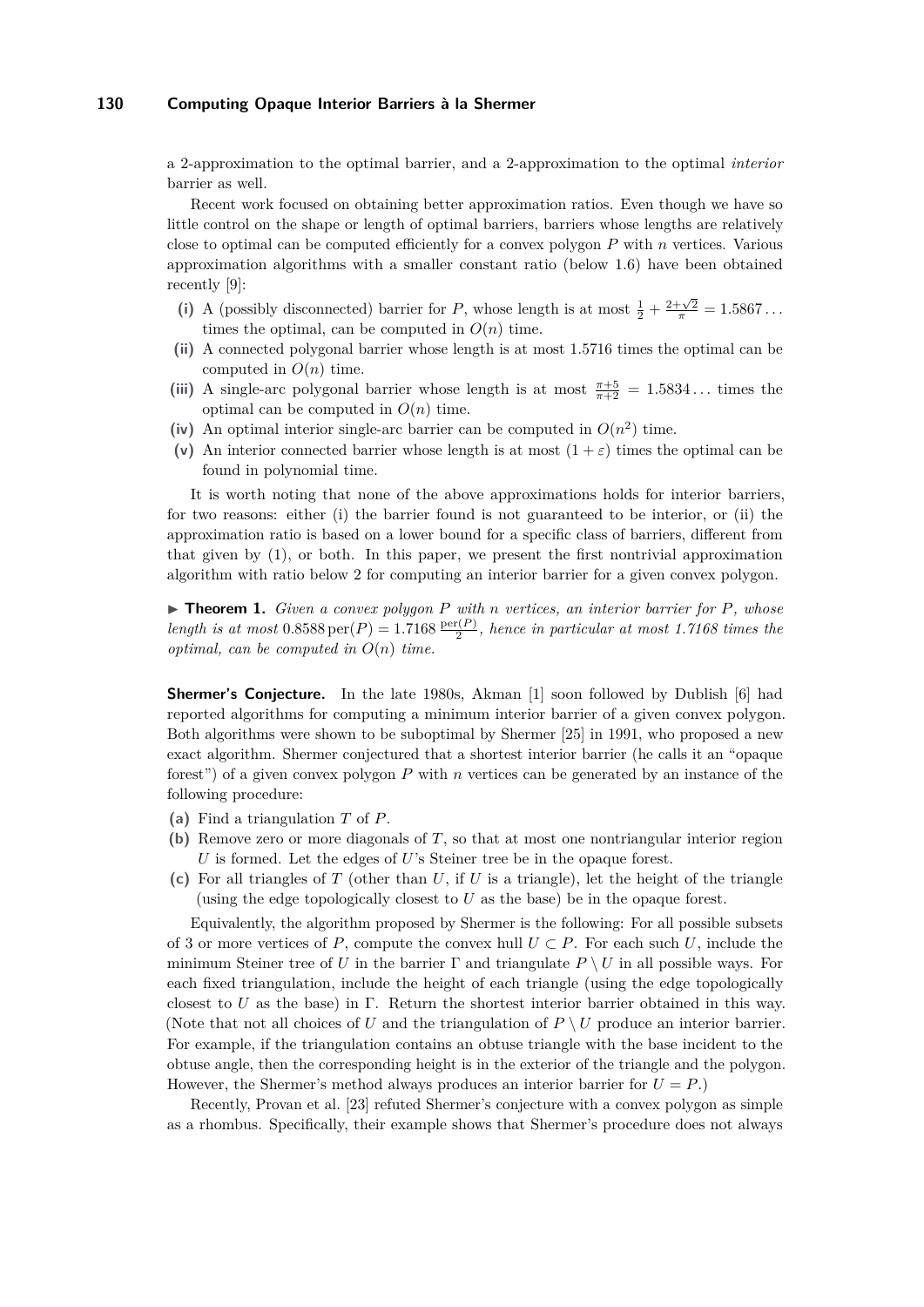a 2-approximation to the optimal barrier, and a 2-approximation to the optimal *interior* barrier as well.

Recent work focused on obtaining better approximation ratios. Even though we have so little control on the shape or length of optimal barriers, barriers whose lengths are relatively close to optimal can be computed efficiently for a convex polygon $P$ with $n$ vertices. Various approximation algorithms with a smaller constant ratio (below 1.6) have been obtained recently [9]:

**(i)** A (possibly disconnected) barrier for $P$, whose length is at most $\frac{1}{2} + \frac{2+\sqrt{2}}{\pi} = 1.5867\ldots$ times the optimal, can be computed in $O(n)$ time.

**(ii)** A connected polygonal barrier whose length is at most 1.5716 times the optimal can be computed in $O(n)$ time.

**(iii)** A single-arc polygonal barrier whose length is at most $\frac{\pi+5}{\pi+2} = 1.5834\ldots$ times the optimal can be computed in $O(n)$ time.

**(iv)** An optimal interior single-arc barrier can be computed in $O(n^2)$ time.

**(v)** An interior connected barrier whose length is at most $(1+\varepsilon)$ times the optimal can be found in polynomial time.

It is worth noting that none of the above approximations holds for interior barriers, for two reasons: either (i) the barrier found is not guaranteed to be interior, or (ii) the approximation ratio is based on a lower bound for a specific class of barriers, different from that given by (1), or both. In this paper, we present the first nontrivial approximation algorithm with ratio below 2 for computing an interior barrier for a given convex polygon.

▶ **Theorem 1.** *Given a convex polygon $P$ with $n$ vertices, an interior barrier for $P$, whose length is at most $0.8588\,\mathrm{per}(P) = 1.7168\,\frac{\mathrm{per}(P)}{2}$, hence in particular at most 1.7168 times the optimal, can be computed in $O(n)$ time.*

**Shermer's Conjecture.** In the late 1980s, Akman [1] soon followed by Dublish [6] had reported algorithms for computing a minimum interior barrier of a given convex polygon. Both algorithms were shown to be suboptimal by Shermer [25] in 1991, who proposed a new exact algorithm. Shermer conjectured that a shortest interior barrier (he calls it an "opaque forest") of a given convex polygon $P$ with $n$ vertices can be generated by an instance of the following procedure:

**(a)** Find a triangulation $T$ of $P$.

**(b)** Remove zero or more diagonals of $T$, so that at most one nontriangular interior region $U$ is formed. Let the edges of $U$'s Steiner tree be in the opaque forest.

**(c)** For all triangles of $T$ (other than $U$, if $U$ is a triangle), let the height of the triangle (using the edge topologically closest to $U$ as the base) be in the opaque forest.

Equivalently, the algorithm proposed by Shermer is the following: For all possible subsets of 3 or more vertices of $P$, compute the convex hull $U \subset P$. For each such $U$, include the minimum Steiner tree of $U$ in the barrier $\Gamma$ and triangulate $P \setminus U$ in all possible ways. For each fixed triangulation, include the height of each triangle (using the edge topologically closest to $U$ as the base) in $\Gamma$. Return the shortest interior barrier obtained in this way. (Note that not all choices of $U$ and the triangulation of $P \setminus U$ produce an interior barrier. For example, if the triangulation contains an obtuse triangle with the base incident to the obtuse angle, then the corresponding height is in the exterior of the triangle and the polygon. However, the Shermer's method always produces an interior barrier for $U = P$.)

Recently, Provan et al. [23] refuted Shermer's conjecture with a convex polygon as simple as a rhombus. Specifically, their example shows that Shermer's procedure does not always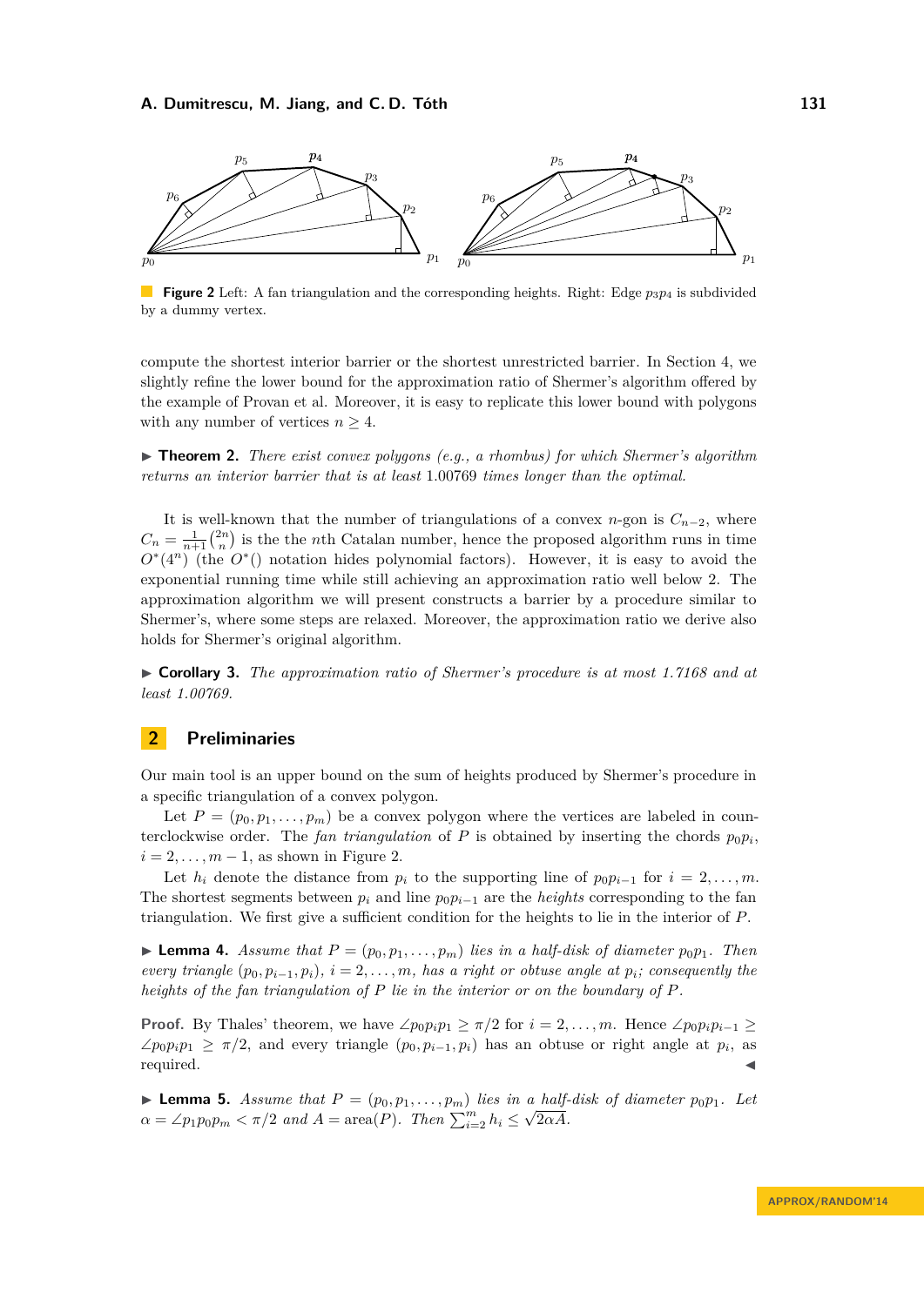**Figure 2** Left: A fan triangulation and the corresponding heights. Right: Edge $p_3p_4$ is subdivided by a dummy vertex.

compute the shortest interior barrier or the shortest unrestricted barrier. In Section 4, we slightly refine the lower bound for the approximation ratio of Shermer's algorithm offered by the example of Provan et al. Moreover, it is easy to replicate this lower bound with polygons with any number of vertices $n \geq 4$.

▶ **Theorem 2.** *There exist convex polygons (e.g., a rhombus) for which Shermer's algorithm returns an interior barrier that is at least* 1.00769 *times longer than the optimal.*

It is well-known that the number of triangulations of a convex $n$-gon is $C_{n-2}$, where $C_n = \frac{1}{n+1}\binom{2n}{n}$ is the the $n$th Catalan number, hence the proposed algorithm runs in time $O^*(4^n)$ (the $O^*()$ notation hides polynomial factors). However, it is easy to avoid the exponential running time while still achieving an approximation ratio well below 2. The approximation algorithm we will present constructs a barrier by a procedure similar to Shermer's, where some steps are relaxed. Moreover, the approximation ratio we derive also holds for Shermer's original algorithm.

▶ **Corollary 3.** *The approximation ratio of Shermer's procedure is at most 1.7168 and at least 1.00769.*

## 2 Preliminaries

Our main tool is an upper bound on the sum of heights produced by Shermer's procedure in a specific triangulation of a convex polygon.

Let $P = (p_0, p_1, \ldots, p_m)$ be a convex polygon where the vertices are labeled in counterclockwise order. The *fan triangulation* of $P$ is obtained by inserting the chords $p_0p_i$, $i = 2, \ldots, m-1$, as shown in Figure 2.

Let $h_i$ denote the distance from $p_i$ to the supporting line of $p_0p_{i-1}$ for $i = 2, \ldots, m$. The shortest segments between $p_i$ and line $p_0p_{i-1}$ are the *heights* corresponding to the fan triangulation. We first give a sufficient condition for the heights to lie in the interior of $P$.

▶ **Lemma 4.** *Assume that $P = (p_0, p_1, \ldots, p_m)$ lies in a half-disk of diameter $p_0p_1$. Then every triangle $(p_0, p_{i-1}, p_i)$, $i = 2, \ldots, m$, has a right or obtuse angle at $p_i$; consequently the heights of the fan triangulation of $P$ lie in the interior or on the boundary of $P$.*

**Proof.** By Thales' theorem, we have $\angle p_0p_ip_1 \geq \pi/2$ for $i = 2, \ldots, m$. Hence $\angle p_0p_ip_{i-1} \geq \angle p_0p_ip_1 \geq \pi/2$, and every triangle $(p_0, p_{i-1}, p_i)$ has an obtuse or right angle at $p_i$, as required. ◀

▶ **Lemma 5.** *Assume that $P = (p_0, p_1, \ldots, p_m)$ lies in a half-disk of diameter $p_0p_1$. Let $\alpha = \angle p_1p_0p_m < \pi/2$ and $A = \text{area}(P)$. Then $\sum_{i=2}^{m} h_i \leq \sqrt{2\alpha A}$.*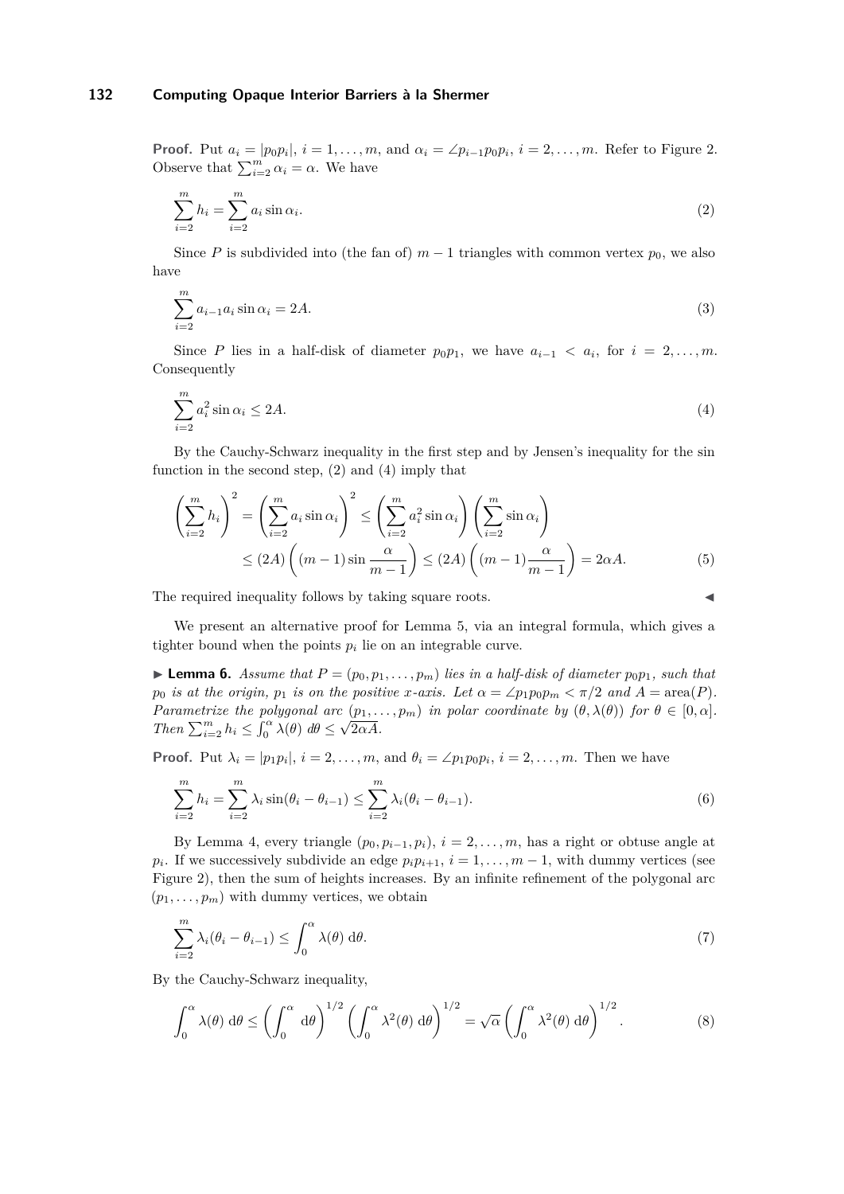**Proof.** Put $a_i = |p_0 p_i|$, $i = 1, \ldots, m$, and $\alpha_i = \angle p_{i-1} p_0 p_i$, $i = 2, \ldots, m$. Refer to Figure 2. Observe that $\sum_{i=2}^{m} \alpha_i = \alpha$. We have

$$\sum_{i=2}^{m} h_i = \sum_{i=2}^{m} a_i \sin \alpha_i. \tag{2}$$

Since $P$ is subdivided into (the fan of) $m-1$ triangles with common vertex $p_0$, we also have

$$\sum_{i=2}^{m} a_{i-1} a_i \sin \alpha_i = 2A. \tag{3}$$

Since $P$ lies in a half-disk of diameter $p_0 p_1$, we have $a_{i-1} < a_i$, for $i = 2, \ldots, m$. Consequently

$$\sum_{i=2}^{m} a_i^2 \sin \alpha_i \leq 2A. \tag{4}$$

By the Cauchy-Schwarz inequality in the first step and by Jensen's inequality for the sin function in the second step, (2) and (4) imply that

$$\begin{aligned} \left( \sum_{i=2}^{m} h_i \right)^2 &= \left( \sum_{i=2}^{m} a_i \sin \alpha_i \right)^2 \leq \left( \sum_{i=2}^{m} a_i^2 \sin \alpha_i \right) \left( \sum_{i=2}^{m} \sin \alpha_i \right) \\ &\leq (2A) \left( (m-1) \sin \frac{\alpha}{m-1} \right) \leq (2A) \left( (m-1) \frac{\alpha}{m-1} \right) = 2\alpha A. \end{aligned} \tag{5}$$

The required inequality follows by taking square roots. ◀

We present an alternative proof for Lemma 5, via an integral formula, which gives a tighter bound when the points $p_i$ lie on an integrable curve.

▶ **Lemma 6.** *Assume that $P = (p_0, p_1, \ldots, p_m)$ lies in a half-disk of diameter $p_0 p_1$, such that $p_0$ is at the origin, $p_1$ is on the positive x-axis. Let $\alpha = \angle p_1 p_0 p_m < \pi/2$ and $A = \text{area}(P)$. Parametrize the polygonal arc $(p_1, \ldots, p_m)$ in polar coordinate by $(\theta, \lambda(\theta))$ for $\theta \in [0, \alpha]$. Then $\sum_{i=2}^{m} h_i \leq \int_0^{\alpha} \lambda(\theta)\, d\theta \leq \sqrt{2\alpha A}$.*

**Proof.** Put $\lambda_i = |p_1 p_i|$, $i = 2, \ldots, m$, and $\theta_i = \angle p_1 p_0 p_i$, $i = 2, \ldots, m$. Then we have

$$\sum_{i=2}^{m} h_i = \sum_{i=2}^{m} \lambda_i \sin(\theta_i - \theta_{i-1}) \leq \sum_{i=2}^{m} \lambda_i (\theta_i - \theta_{i-1}). \tag{6}$$

By Lemma 4, every triangle $(p_0, p_{i-1}, p_i)$, $i = 2, \ldots, m$, has a right or obtuse angle at $p_i$. If we successively subdivide an edge $p_i p_{i+1}$, $i = 1, \ldots, m-1$, with dummy vertices (see Figure 2), then the sum of heights increases. By an infinite refinement of the polygonal arc $(p_1, \ldots, p_m)$ with dummy vertices, we obtain

$$\sum_{i=2}^{m} \lambda_i (\theta_i - \theta_{i-1}) \leq \int_0^{\alpha} \lambda(\theta)\, \mathrm{d}\theta. \tag{7}$$

By the Cauchy-Schwarz inequality,

$$\int_0^{\alpha} \lambda(\theta)\, \mathrm{d}\theta \leq \left( \int_0^{\alpha} \mathrm{d}\theta \right)^{1/2} \left( \int_0^{\alpha} \lambda^2(\theta)\, \mathrm{d}\theta \right)^{1/2} = \sqrt{\alpha} \left( \int_0^{\alpha} \lambda^2(\theta)\, \mathrm{d}\theta \right)^{1/2}. \tag{8}$$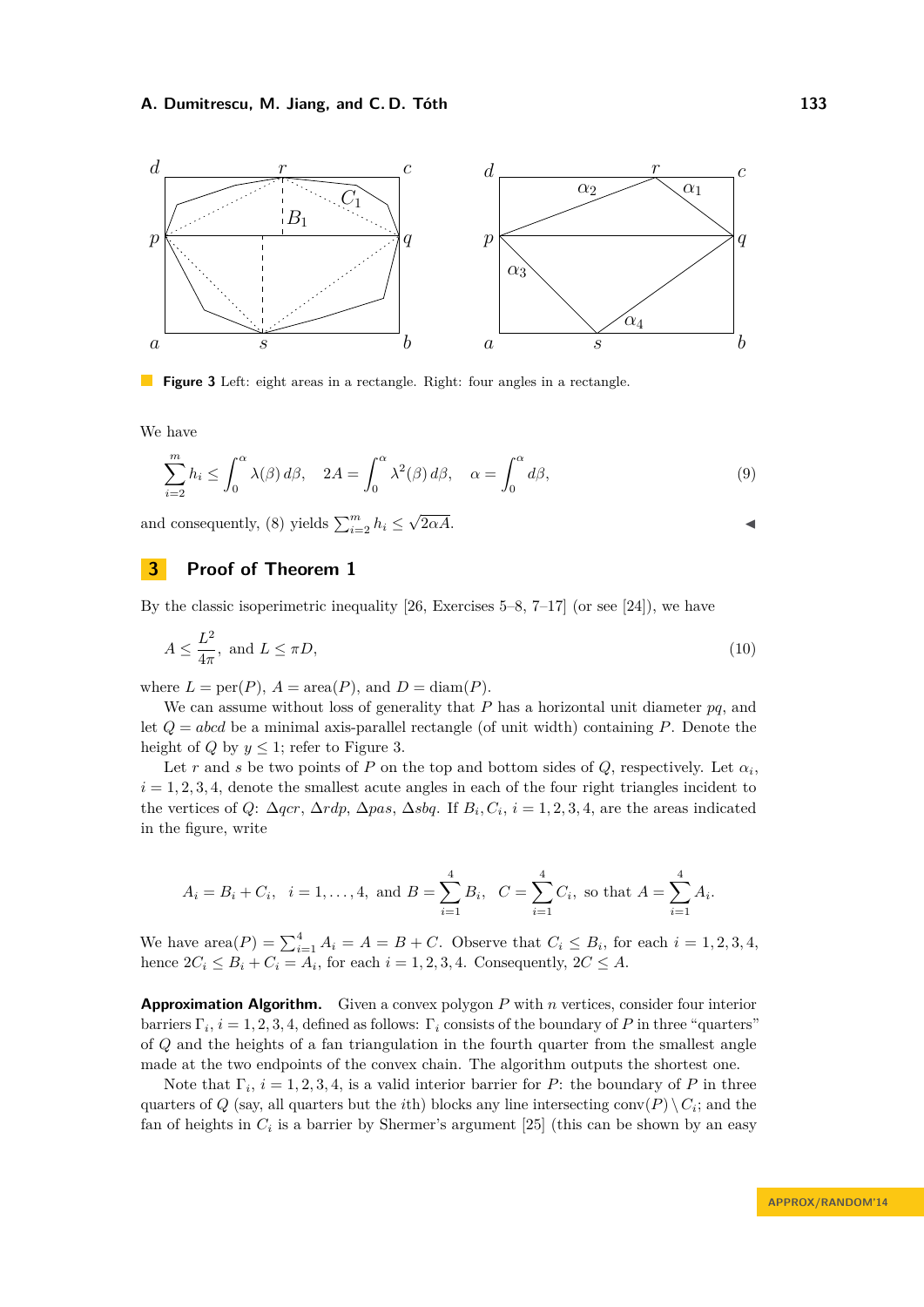Figure 3 Left: eight areas in a rectangle. Right: four angles in a rectangle.

We have

$$\sum_{i=2}^{m} h_i \le \int_0^{\alpha} \lambda(\beta)\, d\beta, \quad 2A = \int_0^{\alpha} \lambda^2(\beta)\, d\beta, \quad \alpha = \int_0^{\alpha} d\beta, \tag{9}$$

and consequently, (8) yields $\sum_{i=2}^{m} h_i \le \sqrt{2\alpha A}$. ◀

## 3 Proof of Theorem 1

By the classic isoperimetric inequality [26, Exercises 5–8, 7–17] (or see [24]), we have

$$A \le \frac{L^2}{4\pi}, \text{ and } L \le \pi D, \tag{10}$$

where $L = \text{per}(P)$, $A = \text{area}(P)$, and $D = \text{diam}(P)$.

We can assume without loss of generality that $P$ has a horizontal unit diameter $pq$, and let $Q = abcd$ be a minimal axis-parallel rectangle (of unit width) containing $P$. Denote the height of $Q$ by $y \le 1$; refer to Figure 3.

Let $r$ and $s$ be two points of $P$ on the top and bottom sides of $Q$, respectively. Let $\alpha_i$, $i = 1, 2, 3, 4$, denote the smallest acute angles in each of the four right triangles incident to the vertices of $Q$: $\Delta qcr$, $\Delta rdp$, $\Delta pas$, $\Delta sbq$. If $B_i, C_i$, $i = 1, 2, 3, 4$, are the areas indicated in the figure, write

$$A_i = B_i + C_i, \quad i = 1, \ldots, 4, \text{ and } B = \sum_{i=1}^{4} B_i, \quad C = \sum_{i=1}^{4} C_i, \text{ so that } A = \sum_{i=1}^{4} A_i.$$

We have $\text{area}(P) = \sum_{i=1}^{4} A_i = A = B + C$. Observe that $C_i \le B_i$, for each $i = 1, 2, 3, 4$, hence $2C_i \le B_i + C_i = A_i$, for each $i = 1, 2, 3, 4$. Consequently, $2C \le A$.

**Approximation Algorithm.** Given a convex polygon $P$ with $n$ vertices, consider four interior barriers $\Gamma_i$, $i = 1, 2, 3, 4$, defined as follows: $\Gamma_i$ consists of the boundary of $P$ in three "quarters" of $Q$ and the heights of a fan triangulation in the fourth quarter from the smallest angle made at the two endpoints of the convex chain. The algorithm outputs the shortest one.

Note that $\Gamma_i$, $i = 1, 2, 3, 4$, is a valid interior barrier for $P$: the boundary of $P$ in three quarters of $Q$ (say, all quarters but the $i$th) blocks any line intersecting $\text{conv}(P) \setminus C_i$; and the fan of heights in $C_i$ is a barrier by Shermer's argument [25] (this can be shown by an easy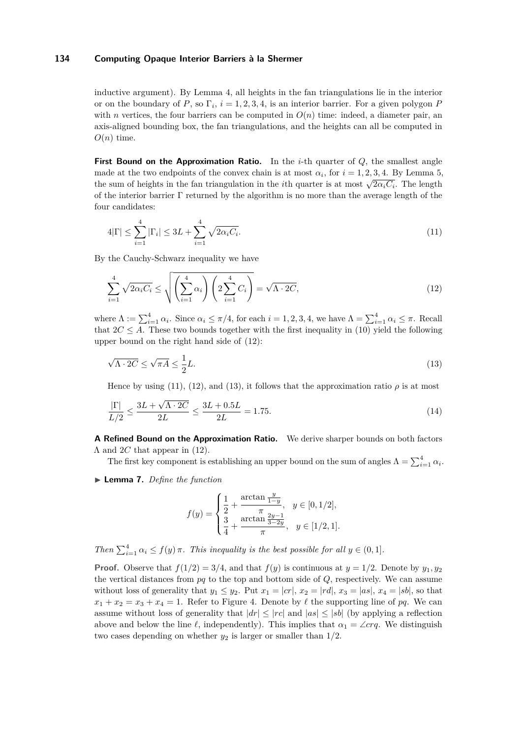inductive argument). By Lemma 4, all heights in the fan triangulations lie in the interior or on the boundary of $P$, so $\Gamma_i$, $i = 1, 2, 3, 4$, is an interior barrier. For a given polygon $P$ with $n$ vertices, the four barriers can be computed in $O(n)$ time: indeed, a diameter pair, an axis-aligned bounding box, the fan triangulations, and the heights can all be computed in $O(n)$ time.

**First Bound on the Approximation Ratio.** In the $i$-th quarter of $Q$, the smallest angle made at the two endpoints of the convex chain is at most $\alpha_i$, for $i = 1, 2, 3, 4$. By Lemma 5, the sum of heights in the fan triangulation in the $i$th quarter is at most $\sqrt{2\alpha_i C_i}$. The length of the interior barrier $\Gamma$ returned by the algorithm is no more than the average length of the four candidates:

$$4|\Gamma| \leq \sum_{i=1}^{4} |\Gamma_i| \leq 3L + \sum_{i=1}^{4} \sqrt{2\alpha_i C_i}. \tag{11}$$

By the Cauchy-Schwarz inequality we have

$$\sum_{i=1}^{4} \sqrt{2\alpha_i C_i} \leq \sqrt{\left(\sum_{i=1}^{4} \alpha_i\right)\left(2\sum_{i=1}^{4} C_i\right)} = \sqrt{\Lambda \cdot 2C}, \tag{12}$$

where $\Lambda := \sum_{i=1}^{4} \alpha_i$. Since $\alpha_i \leq \pi/4$, for each $i = 1, 2, 3, 4$, we have $\Lambda = \sum_{i=1}^{4} \alpha_i \leq \pi$. Recall that $2C \leq A$. These two bounds together with the first inequality in (10) yield the following upper bound on the right hand side of (12):

$$\sqrt{\Lambda \cdot 2C} \leq \sqrt{\pi A} \leq \frac{1}{2}L. \tag{13}$$

Hence by using (11), (12), and (13), it follows that the approximation ratio $\rho$ is at most

$$\frac{|\Gamma|}{L/2} \leq \frac{3L + \sqrt{\Lambda \cdot 2C}}{2L} \leq \frac{3L + 0.5L}{2L} = 1.75. \tag{14}$$

**A Refined Bound on the Approximation Ratio.** We derive sharper bounds on both factors $\Lambda$ and $2C$ that appear in (12).

The first key component is establishing an upper bound on the sum of angles $\Lambda = \sum_{i=1}^{4} \alpha_i$.

▶ **Lemma 7.** *Define the function*

$$f(y) = \begin{cases} \dfrac{1}{2} + \dfrac{\arctan \frac{y}{1-y}}{\pi}, & y \in [0, 1/2], \\[2ex] \dfrac{3}{4} + \dfrac{\arctan \frac{2y-1}{3-2y}}{\pi}, & y \in [1/2, 1]. \end{cases}$$

*Then* $\sum_{i=1}^{4} \alpha_i \leq f(y)\,\pi$. *This inequality is the best possible for all* $y \in (0, 1]$.

**Proof.** Observe that $f(1/2) = 3/4$, and that $f(y)$ is continuous at $y = 1/2$. Denote by $y_1, y_2$ the vertical distances from $pq$ to the top and bottom side of $Q$, respectively. We can assume without loss of generality that $y_1 \leq y_2$. Put $x_1 = |cr|$, $x_2 = |rd|$, $x_3 = |as|$, $x_4 = |sb|$, so that $x_1 + x_2 = x_3 + x_4 = 1$. Refer to Figure 4. Denote by $\ell$ the supporting line of $pq$. We can assume without loss of generality that $|dr| \leq |rc|$ and $|as| \leq |sb|$ (by applying a reflection above and below the line $\ell$, independently). This implies that $\alpha_1 = \angle crq$. We distinguish two cases depending on whether $y_2$ is larger or smaller than $1/2$.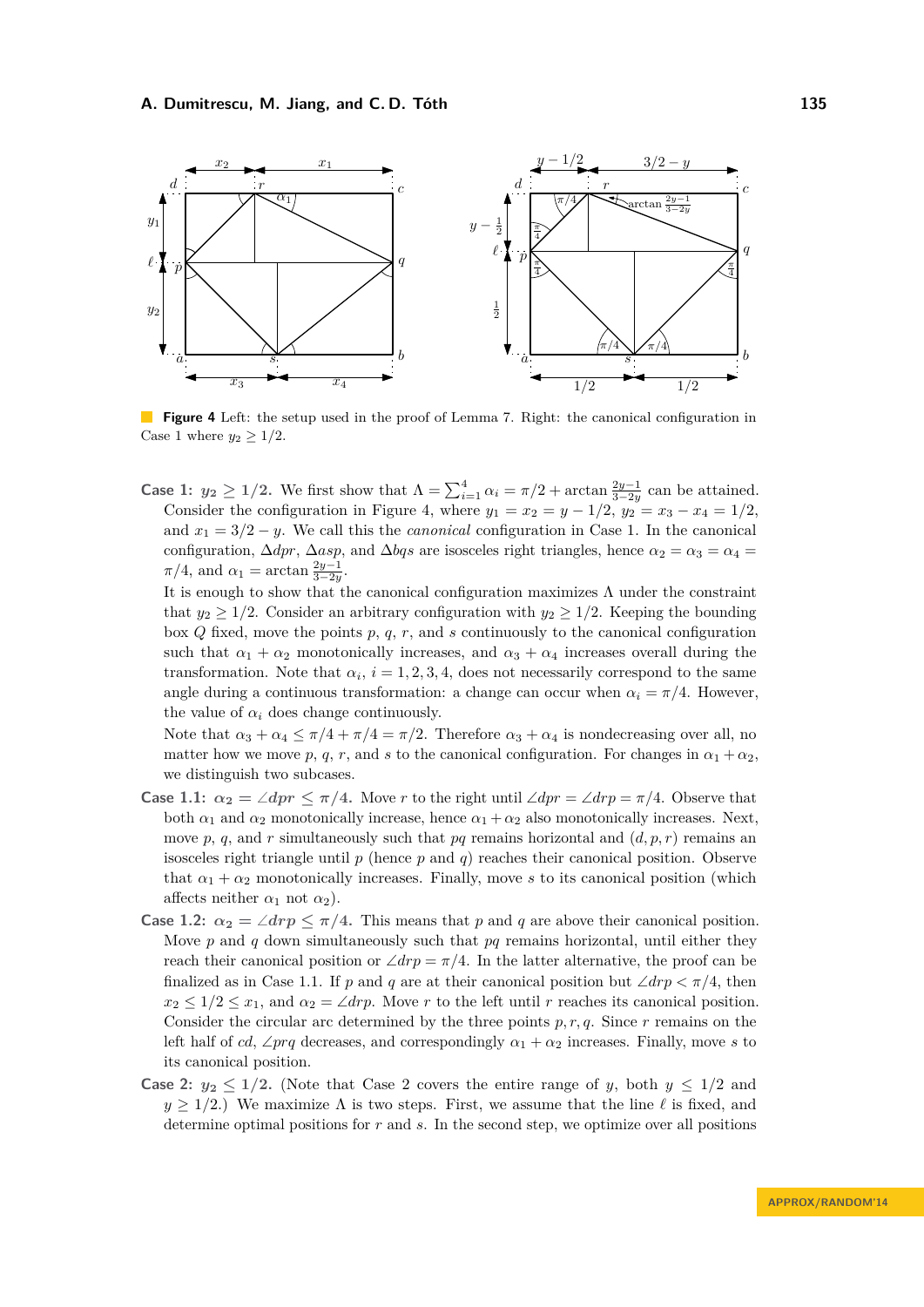**Figure 4** Left: the setup used in the proof of Lemma 7. Right: the canonical configuration in Case 1 where $y_2 \ge 1/2$.

**Case 1:** $y_2 \ge 1/2$. We first show that $\Lambda = \sum_{i=1}^{4} \alpha_i = \pi/2 + \arctan \frac{2y-1}{3-2y}$ can be attained. Consider the configuration in Figure 4, where $y_1 = x_2 = y - 1/2$, $y_2 = x_3 - x_4 = 1/2$, and $x_1 = 3/2 - y$. We call this the *canonical* configuration in Case 1. In the canonical configuration, $\Delta dpr$, $\Delta asp$, and $\Delta bqs$ are isosceles right triangles, hence $\alpha_2 = \alpha_3 = \alpha_4 = \pi/4$, and $\alpha_1 = \arctan \frac{2y-1}{3-2y}$.

It is enough to show that the canonical configuration maximizes $\Lambda$ under the constraint that $y_2 \ge 1/2$. Consider an arbitrary configuration with $y_2 \ge 1/2$. Keeping the bounding box $Q$ fixed, move the points $p$, $q$, $r$, and $s$ continuously to the canonical configuration such that $\alpha_1 + \alpha_2$ monotonically increases, and $\alpha_3 + \alpha_4$ increases overall during the transformation. Note that $\alpha_i$, $i = 1, 2, 3, 4$, does not necessarily correspond to the same angle during a continuous transformation: a change can occur when $\alpha_i = \pi/4$. However, the value of $\alpha_i$ does change continuously.

Note that $\alpha_3 + \alpha_4 \le \pi/4 + \pi/4 = \pi/2$. Therefore $\alpha_3 + \alpha_4$ is nondecreasing over all, no matter how we move $p$, $q$, $r$, and $s$ to the canonical configuration. For changes in $\alpha_1 + \alpha_2$, we distinguish two subcases.

**Case 1.1:** $\alpha_2 = \angle dpr \le \pi/4$. Move $r$ to the right until $\angle dpr = \angle drp = \pi/4$. Observe that both $\alpha_1$ and $\alpha_2$ monotonically increase, hence $\alpha_1 + \alpha_2$ also monotonically increases. Next, move $p$, $q$, and $r$ simultaneously such that $pq$ remains horizontal and $(d, p, r)$ remains an isosceles right triangle until $p$ (hence $p$ and $q$) reaches their canonical position. Observe that $\alpha_1 + \alpha_2$ monotonically increases. Finally, move $s$ to its canonical position (which affects neither $\alpha_1$ not $\alpha_2$).

**Case 1.2:** $\alpha_2 = \angle drp \le \pi/4$. This means that $p$ and $q$ are above their canonical position. Move $p$ and $q$ down simultaneously such that $pq$ remains horizontal, until either they reach their canonical position or $\angle drp = \pi/4$. In the latter alternative, the proof can be finalized as in Case 1.1. If $p$ and $q$ are at their canonical position but $\angle drp < \pi/4$, then $x_2 \le 1/2 \le x_1$, and $\alpha_2 = \angle drp$. Move $r$ to the left until $r$ reaches its canonical position. Consider the circular arc determined by the three points $p, r, q$. Since $r$ remains on the left half of $cd$, $\angle prq$ decreases, and correspondingly $\alpha_1 + \alpha_2$ increases. Finally, move $s$ to its canonical position.

**Case 2:** $y_2 \le 1/2$. (Note that Case 2 covers the entire range of $y$, both $y \le 1/2$ and $y \ge 1/2$.) We maximize $\Lambda$ is two steps. First, we assume that the line $\ell$ is fixed, and determine optimal positions for $r$ and $s$. In the second step, we optimize over all positions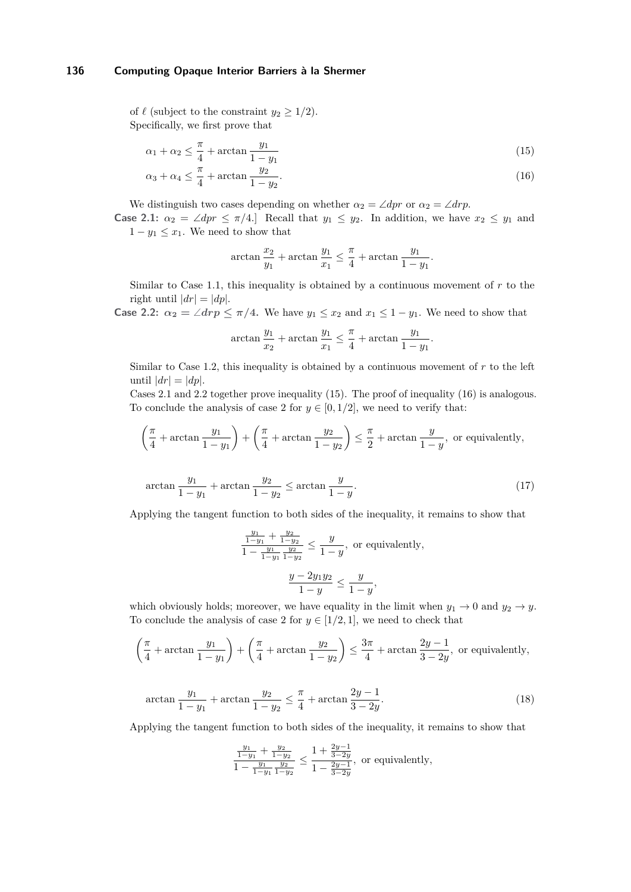of $\ell$ (subject to the constraint $y_2 \geq 1/2$).

Specifically, we first prove that

$$\alpha_1 + \alpha_2 \leq \frac{\pi}{4} + \arctan \frac{y_1}{1 - y_1} \tag{15}$$

$$\alpha_3 + \alpha_4 \leq \frac{\pi}{4} + \arctan \frac{y_2}{1 - y_2}. \tag{16}$$

We distinguish two cases depending on whether $\alpha_2 = \angle dpr$ or $\alpha_2 = \angle drp$.

**Case 2.1:** $\alpha_2 = \angle dpr \leq \pi/4$.] Recall that $y_1 \leq y_2$. In addition, we have $x_2 \leq y_1$ and $1 - y_1 \leq x_1$. We need to show that

$$\arctan \frac{x_2}{y_1} + \arctan \frac{y_1}{x_1} \leq \frac{\pi}{4} + \arctan \frac{y_1}{1 - y_1}.$$

Similar to Case 1.1, this inequality is obtained by a continuous movement of $r$ to the right until $|dr| = |dp|$.

**Case 2.2: $\alpha_2 = \angle drp \leq \pi/4$.** We have $y_1 \leq x_2$ and $x_1 \leq 1 - y_1$. We need to show that

$$\arctan \frac{y_1}{x_2} + \arctan \frac{y_1}{x_1} \leq \frac{\pi}{4} + \arctan \frac{y_1}{1 - y_1}.$$

Similar to Case 1.2, this inequality is obtained by a continuous movement of $r$ to the left until $|dr| = |dp|$.

Cases 2.1 and 2.2 together prove inequality (15). The proof of inequality (16) is analogous. To conclude the analysis of case 2 for $y \in [0, 1/2]$, we need to verify that:

$$\left(\frac{\pi}{4} + \arctan \frac{y_1}{1 - y_1}\right) + \left(\frac{\pi}{4} + \arctan \frac{y_2}{1 - y_2}\right) \leq \frac{\pi}{2} + \arctan \frac{y}{1 - y}, \text{ or equivalently,}$$

$$\arctan \frac{y_1}{1 - y_1} + \arctan \frac{y_2}{1 - y_2} \leq \arctan \frac{y}{1 - y}. \tag{17}$$

Applying the tangent function to both sides of the inequality, it remains to show that

$$\frac{\frac{y_1}{1-y_1} + \frac{y_2}{1-y_2}}{1 - \frac{y_1}{1-y_1} \frac{y_2}{1-y_2}} \leq \frac{y}{1 - y}, \text{ or equivalently,}$$

$$\frac{y - 2y_1 y_2}{1 - y} \leq \frac{y}{1 - y},$$

which obviously holds; moreover, we have equality in the limit when $y_1 \to 0$ and $y_2 \to y$. To conclude the analysis of case 2 for $y \in [1/2, 1]$, we need to check that

$$\left(\frac{\pi}{4} + \arctan \frac{y_1}{1 - y_1}\right) + \left(\frac{\pi}{4} + \arctan \frac{y_2}{1 - y_2}\right) \leq \frac{3\pi}{4} + \arctan \frac{2y - 1}{3 - 2y}, \text{ or equivalently,}$$

$$\arctan \frac{y_1}{1 - y_1} + \arctan \frac{y_2}{1 - y_2} \leq \frac{\pi}{4} + \arctan \frac{2y - 1}{3 - 2y}. \tag{18}$$

Applying the tangent function to both sides of the inequality, it remains to show that

$$\frac{\frac{y_1}{1-y_1} + \frac{y_2}{1-y_2}}{1 - \frac{y_1}{1-y_1} \frac{y_2}{1-y_2}} \leq \frac{1 + \frac{2y-1}{3-2y}}{1 - \frac{2y-1}{3-2y}}, \text{ or equivalently,}$$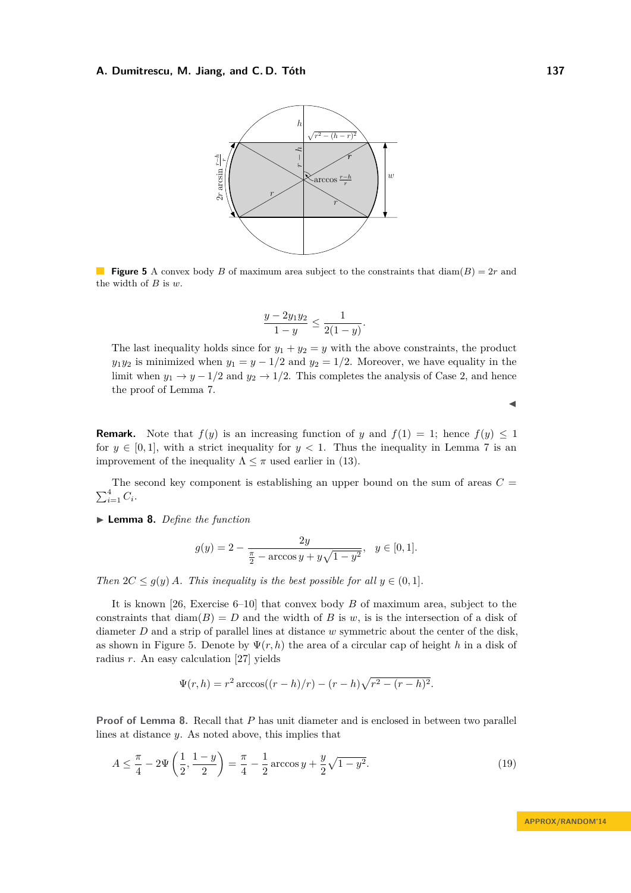**Figure 5** A convex body $B$ of maximum area subject to the constraints that $\mathrm{diam}(B) = 2r$ and the width of $B$ is $w$.

$$\frac{y - 2y_1y_2}{1-y} \le \frac{1}{2(1-y)}.$$

The last inequality holds since for $y_1 + y_2 = y$ with the above constraints, the product $y_1y_2$ is minimized when $y_1 = y - 1/2$ and $y_2 = 1/2$. Moreover, we have equality in the limit when $y_1 \to y - 1/2$ and $y_2 \to 1/2$. This completes the analysis of Case 2, and hence the proof of Lemma 7. ◀

**Remark.** Note that $f(y)$ is an increasing function of $y$ and $f(1) = 1$; hence $f(y) \le 1$ for $y \in [0, 1]$, with a strict inequality for $y < 1$. Thus the inequality in Lemma 7 is an improvement of the inequality $\Lambda \le \pi$ used earlier in (13).

The second key component is establishing an upper bound on the sum of areas $C = \sum_{i=1}^{4} C_i$.

▶ **Lemma 8.** *Define the function*

$$g(y) = 2 - \frac{2y}{\frac{\pi}{2} - \arccos y + y\sqrt{1-y^2}}, \quad y \in [0, 1].$$

*Then $2C \le g(y)\,A$. This inequality is the best possible for all $y \in (0, 1]$.*

It is known [26, Exercise 6–10] that convex body $B$ of maximum area, subject to the constraints that $\mathrm{diam}(B) = D$ and the width of $B$ is $w$, is is the intersection of a disk of diameter $D$ and a strip of parallel lines at distance $w$ symmetric about the center of the disk, as shown in Figure 5. Denote by $\Psi(r, h)$ the area of a circular cap of height $h$ in a disk of radius $r$. An easy calculation [27] yields

$$\Psi(r, h) = r^2 \arccos((r-h)/r) - (r-h)\sqrt{r^2 - (r-h)^2}.$$

**Proof of Lemma 8.** Recall that $P$ has unit diameter and is enclosed in between two parallel lines at distance $y$. As noted above, this implies that

$$A \le \frac{\pi}{4} - 2\Psi\left(\frac{1}{2}, \frac{1-y}{2}\right) = \frac{\pi}{4} - \frac{1}{2}\arccos y + \frac{y}{2}\sqrt{1-y^2}. \tag{19}$$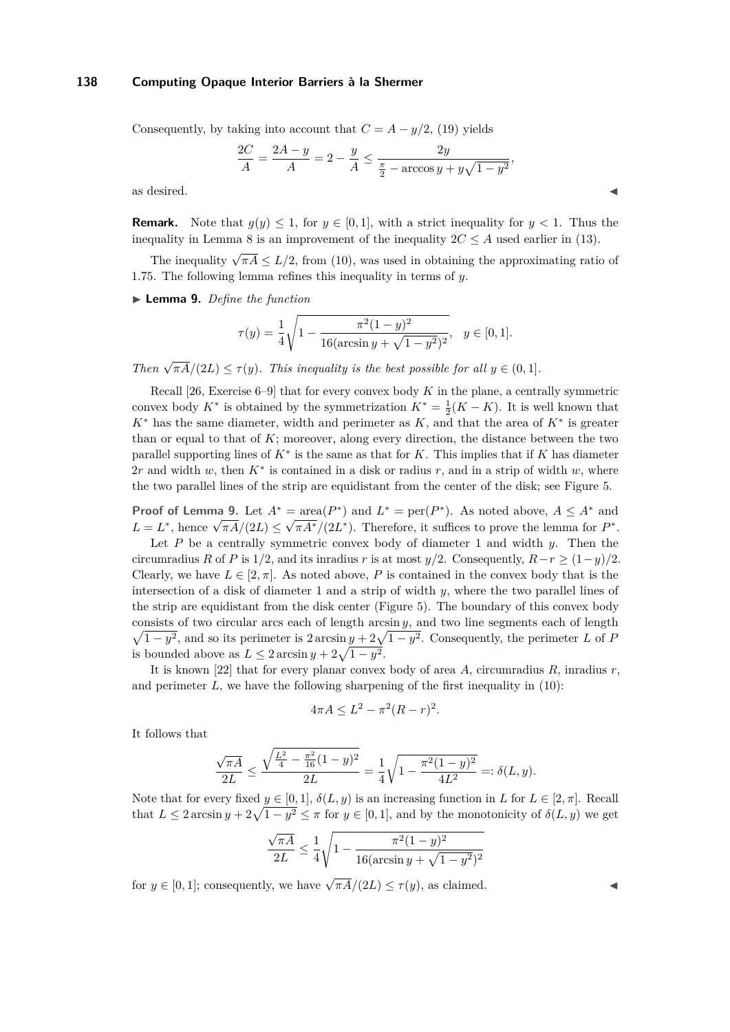Consequently, by taking into account that $C = A - y/2$, (19) yields

$$\frac{2C}{A} = \frac{2A - y}{A} = 2 - \frac{y}{A} \leq \frac{2y}{\frac{\pi}{2} - \arccos y + y\sqrt{1-y^2}},$$

as desired. ◀

**Remark.** Note that $g(y) \leq 1$, for $y \in [0,1]$, with a strict inequality for $y < 1$. Thus the inequality in Lemma 8 is an improvement of the inequality $2C \leq A$ used earlier in (13).

The inequality $\sqrt{\pi A} \leq L/2$, from (10), was used in obtaining the approximating ratio of 1.75. The following lemma refines this inequality in terms of $y$.

▶ **Lemma 9.** *Define the function*

$$\tau(y) = \frac{1}{4}\sqrt{1 - \frac{\pi^2(1-y)^2}{16(\arcsin y + \sqrt{1-y^2})^2}}, \quad y \in [0,1].$$

*Then* $\sqrt{\pi A}/(2L) \leq \tau(y)$. *This inequality is the best possible for all* $y \in (0,1]$.

Recall [26, Exercise 6–9] that for every convex body $K$ in the plane, a centrally symmetric convex body $K^*$ is obtained by the symmetrization $K^* = \frac{1}{2}(K - K)$. It is well known that $K^*$ has the same diameter, width and perimeter as $K$, and that the area of $K^*$ is greater than or equal to that of $K$; moreover, along every direction, the distance between the two parallel supporting lines of $K^*$ is the same as that for $K$. This implies that if $K$ has diameter $2r$ and width $w$, then $K^*$ is contained in a disk or radius $r$, and in a strip of width $w$, where the two parallel lines of the strip are equidistant from the center of the disk; see Figure 5.

**Proof of Lemma 9.** Let $A^* = \text{area}(P^*)$ and $L^* = \text{per}(P^*)$. As noted above, $A \leq A^*$ and $L = L^*$, hence $\sqrt{\pi A}/(2L) \leq \sqrt{\pi A^*}/(2L^*)$. Therefore, it suffices to prove the lemma for $P^*$.

Let $P$ be a centrally symmetric convex body of diameter 1 and width $y$. Then the circumradius $R$ of $P$ is $1/2$, and its inradius $r$ is at most $y/2$. Consequently, $R - r \geq (1-y)/2$. Clearly, we have $L \in [2, \pi]$. As noted above, $P$ is contained in the convex body that is the intersection of a disk of diameter 1 and a strip of width $y$, where the two parallel lines of the strip are equidistant from the disk center (Figure 5). The boundary of this convex body consists of two circular arcs each of length $\arcsin y$, and two line segments each of length $\sqrt{1-y^2}$, and so its perimeter is $2\arcsin y + 2\sqrt{1-y^2}$. Consequently, the perimeter $L$ of $P$ is bounded above as $L \leq 2\arcsin y + 2\sqrt{1-y^2}$.

It is known [22] that for every planar convex body of area $A$, circumradius $R$, inradius $r$, and perimeter $L$, we have the following sharpening of the first inequality in (10):

$$4\pi A \leq L^2 - \pi^2(R-r)^2.$$

It follows that

$$\frac{\sqrt{\pi A}}{2L} \leq \frac{\sqrt{\frac{L^2}{4} - \frac{\pi^2}{16}(1-y)^2}}{2L} = \frac{1}{4}\sqrt{1 - \frac{\pi^2(1-y)^2}{4L^2}} =: \delta(L, y).$$

Note that for every fixed $y \in [0,1]$, $\delta(L, y)$ is an increasing function in $L$ for $L \in [2, \pi]$. Recall that $L \leq 2\arcsin y + 2\sqrt{1-y^2} \leq \pi$ for $y \in [0,1]$, and by the monotonicity of $\delta(L, y)$ we get

$$\frac{\sqrt{\pi A}}{2L} \leq \frac{1}{4}\sqrt{1 - \frac{\pi^2(1-y)^2}{16(\arcsin y + \sqrt{1-y^2})^2}}$$

for $y \in [0,1]$; consequently, we have $\sqrt{\pi A}/(2L) \leq \tau(y)$, as claimed. ◀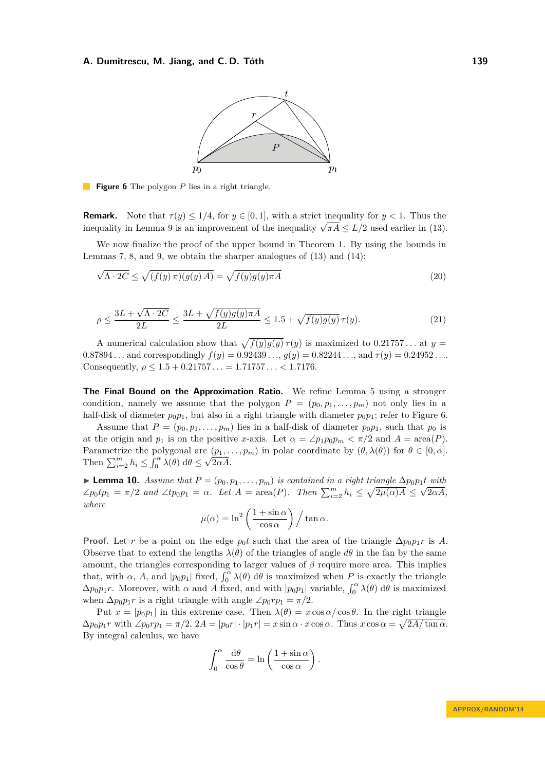**Figure 6** The polygon $P$ lies in a right triangle.

**Remark.** Note that $\tau(y) \le 1/4$, for $y \in [0,1]$, with a strict inequality for $y < 1$. Thus the inequality in Lemma 9 is an improvement of the inequality $\sqrt{\pi A} \le L/2$ used earlier in (13).

We now finalize the proof of the upper bound in Theorem 1. By using the bounds in Lemmas 7, 8, and 9, we obtain the sharper analogues of (13) and (14):

$$\sqrt{\Lambda \cdot 2C} \le \sqrt{(f(y)\,\pi)(g(y)\,A)} = \sqrt{f(y)g(y)\pi A} \tag{20}$$

$$\rho \le \frac{3L + \sqrt{\Lambda \cdot 2C}}{2L} \le \frac{3L + \sqrt{f(y)g(y)\pi A}}{2L} \le 1.5 + \sqrt{f(y)g(y)}\,\tau(y). \tag{21}$$

A numerical calculation show that $\sqrt{f(y)g(y)}\,\tau(y)$ is maximized to $0.21757\ldots$ at $y = 0.87894\ldots$ and correspondingly $f(y) = 0.92439\ldots$, $g(y) = 0.82244\ldots$, and $\tau(y) = 0.24952\ldots$. Consequently, $\rho \le 1.5 + 0.21757\ldots = 1.71757\ldots < 1.7176$.

**The Final Bound on the Approximation Ratio.** We refine Lemma 5 using a stronger condition, namely we assume that the polygon $P = (p_0, p_1, \ldots, p_m)$ not only lies in a half-disk of diameter $p_0p_1$, but also in a right triangle with diameter $p_0p_1$; refer to Figure 6.

Assume that $P = (p_0, p_1, \ldots, p_m)$ lies in a half-disk of diameter $p_0p_1$, such that $p_0$ is at the origin and $p_1$ is on the positive $x$-axis. Let $\alpha = \angle p_1p_0p_m < \pi/2$ and $A = \text{area}(P)$. Parametrize the polygonal arc $(p_1, \ldots, p_m)$ in polar coordinate by $(\theta, \lambda(\theta))$ for $\theta \in [0, \alpha]$. Then $\sum_{i=2}^{m} h_i \le \int_0^\alpha \lambda(\theta)\,\mathrm{d}\theta \le \sqrt{2\alpha A}$.

▶ **Lemma 10.** *Assume that $P = (p_0, p_1, \ldots, p_m)$ is contained in a right triangle $\Delta p_0p_1t$ with $\angle p_0tp_1 = \pi/2$ and $\angle tp_0p_1 = \alpha$. Let $A = \text{area}(P)$. Then $\sum_{i=2}^{m} h_i \le \sqrt{2\mu(\alpha)A} \le \sqrt{2\alpha A}$, where*

$$\mu(\alpha) = \ln^2\left(\frac{1+\sin\alpha}{\cos\alpha}\right) \Big/ \tan\alpha.$$

**Proof.** Let $r$ be a point on the edge $p_0t$ such that the area of the triangle $\Delta p_0p_1r$ is $A$. Observe that to extend the lengths $\lambda(\theta)$ of the triangles of angle $d\theta$ in the fan by the same amount, the triangles corresponding to larger values of $\beta$ require more area. This implies that, with $\alpha$, $A$, and $|p_0p_1|$ fixed, $\int_0^\alpha \lambda(\theta)\,\mathrm{d}\theta$ is maximized when $P$ is exactly the triangle $\Delta p_0p_1r$. Moreover, with $\alpha$ and $A$ fixed, and with $|p_0p_1|$ variable, $\int_0^\alpha \lambda(\theta)\,\mathrm{d}\theta$ is maximized when $\Delta p_0p_1r$ is a right triangle with angle $\angle p_0rp_1 = \pi/2$.

Put $x = |p_0p_1|$ in this extreme case. Then $\lambda(\theta) = x\cos\alpha/\cos\theta$. In the right triangle $\Delta p_0p_1r$ with $\angle p_0rp_1 = \pi/2$, $2A = |p_0r| \cdot |p_1r| = x\sin\alpha \cdot x\cos\alpha$. Thus $x\cos\alpha = \sqrt{2A/\tan\alpha}$. By integral calculus, we have

$$\int_0^\alpha \frac{\mathrm{d}\theta}{\cos\theta} = \ln\left(\frac{1+\sin\alpha}{\cos\alpha}\right).$$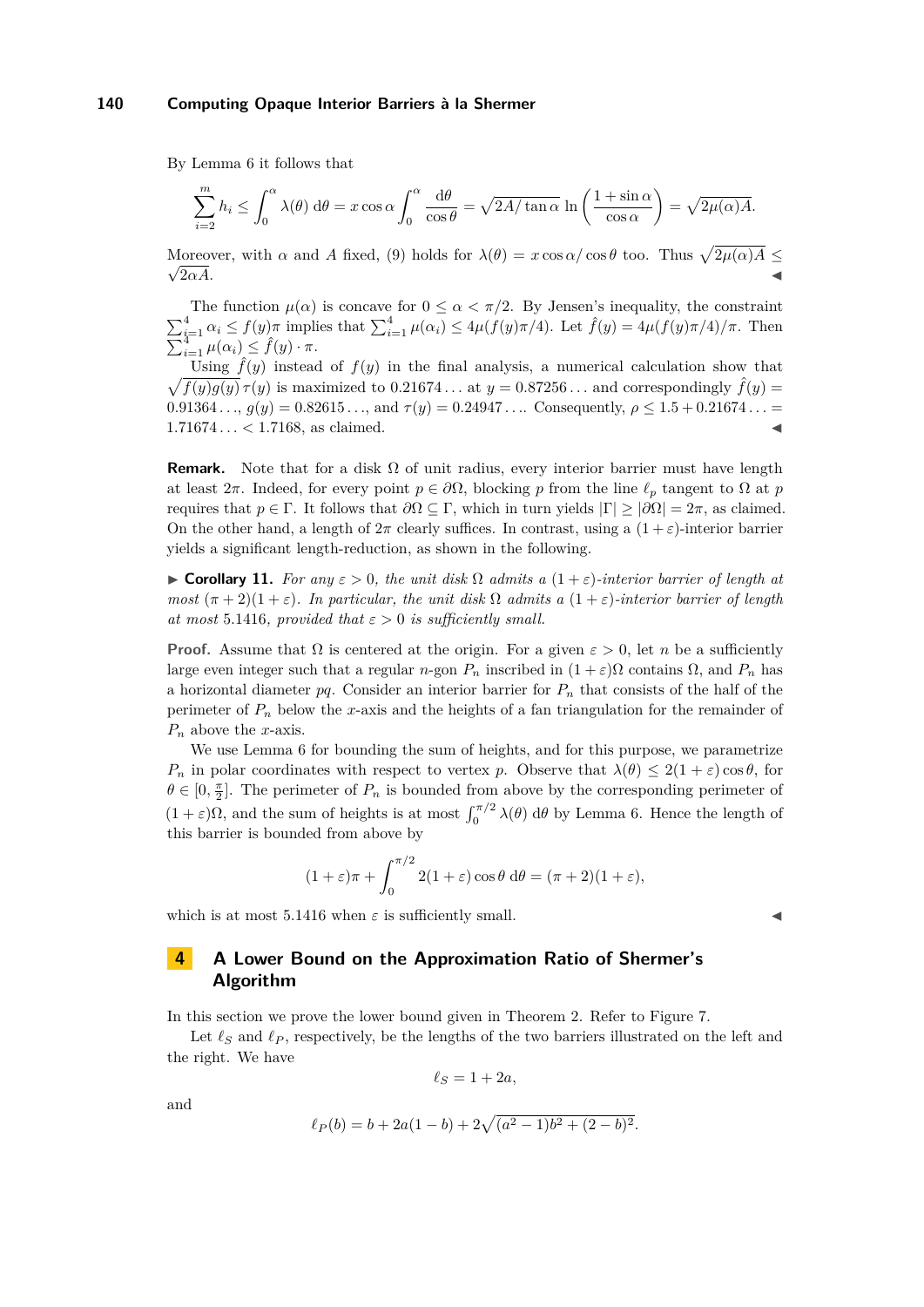By Lemma 6 it follows that

$$\sum_{i=2}^{m} h_i \le \int_0^{\alpha} \lambda(\theta)\, \mathrm{d}\theta = x\cos\alpha \int_0^{\alpha} \frac{\mathrm{d}\theta}{\cos\theta} = \sqrt{2A/\tan\alpha}\, \ln\left(\frac{1+\sin\alpha}{\cos\alpha}\right) = \sqrt{2\mu(\alpha)A}.$$

Moreover, with $\alpha$ and $A$ fixed, (9) holds for $\lambda(\theta) = x\cos\alpha/\cos\theta$ too. Thus $\sqrt{2\mu(\alpha)A} \le \sqrt{2\alpha A}$. ◀

The function $\mu(\alpha)$ is concave for $0 \le \alpha < \pi/2$. By Jensen's inequality, the constraint $\sum_{i=1}^{4} \alpha_i \le f(y)\pi$ implies that $\sum_{i=1}^{4} \mu(\alpha_i) \le 4\mu(f(y)\pi/4)$. Let $\hat{f}(y) = 4\mu(f(y)\pi/4)/\pi$. Then $\sum_{i=1}^{4} \mu(\alpha_i) \le \hat{f}(y) \cdot \pi$.

Using $\hat{f}(y)$ instead of $f(y)$ in the final analysis, a numerical calculation show that $\sqrt{f(y)g(y)}\,\tau(y)$ is maximized to $0.21674\ldots$ at $y = 0.87256\ldots$ and correspondingly $\hat{f}(y) = 0.91364\ldots$, $g(y) = 0.82615\ldots$, and $\tau(y) = 0.24947\ldots$. Consequently, $\rho \le 1.5 + 0.21674\ldots = 1.71674\ldots < 1.7168$, as claimed. ◀

**Remark.** Note that for a disk $\Omega$ of unit radius, every interior barrier must have length at least $2\pi$. Indeed, for every point $p \in \partial\Omega$, blocking $p$ from the line $\ell_p$ tangent to $\Omega$ at $p$ requires that $p \in \Gamma$. It follows that $\partial\Omega \subseteq \Gamma$, which in turn yields $|\Gamma| \ge |\partial\Omega| = 2\pi$, as claimed. On the other hand, a length of $2\pi$ clearly suffices. In contrast, using a $(1+\varepsilon)$-interior barrier yields a significant length-reduction, as shown in the following.

▶ **Corollary 11.** *For any $\varepsilon > 0$, the unit disk $\Omega$ admits a $(1+\varepsilon)$-interior barrier of length at most $(\pi+2)(1+\varepsilon)$. In particular, the unit disk $\Omega$ admits a $(1+\varepsilon)$-interior barrier of length at most $5.1416$, provided that $\varepsilon > 0$ is sufficiently small.*

**Proof.** Assume that $\Omega$ is centered at the origin. For a given $\varepsilon > 0$, let $n$ be a sufficiently large even integer such that a regular $n$-gon $P_n$ inscribed in $(1+\varepsilon)\Omega$ contains $\Omega$, and $P_n$ has a horizontal diameter $pq$. Consider an interior barrier for $P_n$ that consists of the half of the perimeter of $P_n$ below the $x$-axis and the heights of a fan triangulation for the remainder of $P_n$ above the $x$-axis.

We use Lemma 6 for bounding the sum of heights, and for this purpose, we parametrize $P_n$ in polar coordinates with respect to vertex $p$. Observe that $\lambda(\theta) \le 2(1+\varepsilon)\cos\theta$, for $\theta \in [0, \frac{\pi}{2}]$. The perimeter of $P_n$ is bounded from above by the corresponding perimeter of $(1+\varepsilon)\Omega$, and the sum of heights is at most $\int_0^{\pi/2} \lambda(\theta)\, \mathrm{d}\theta$ by Lemma 6. Hence the length of this barrier is bounded from above by

$$(1+\varepsilon)\pi + \int_0^{\pi/2} 2(1+\varepsilon)\cos\theta\, \mathrm{d}\theta = (\pi+2)(1+\varepsilon),$$

which is at most $5.1416$ when $\varepsilon$ is sufficiently small. ◀

## 4 A Lower Bound on the Approximation Ratio of Shermer's Algorithm

In this section we prove the lower bound given in Theorem 2. Refer to Figure 7.

Let $\ell_S$ and $\ell_P$, respectively, be the lengths of the two barriers illustrated on the left and the right. We have

$$\ell_S = 1 + 2a,$$

and

$$\ell_P(b) = b + 2a(1-b) + 2\sqrt{(a^2-1)b^2 + (2-b)^2}.$$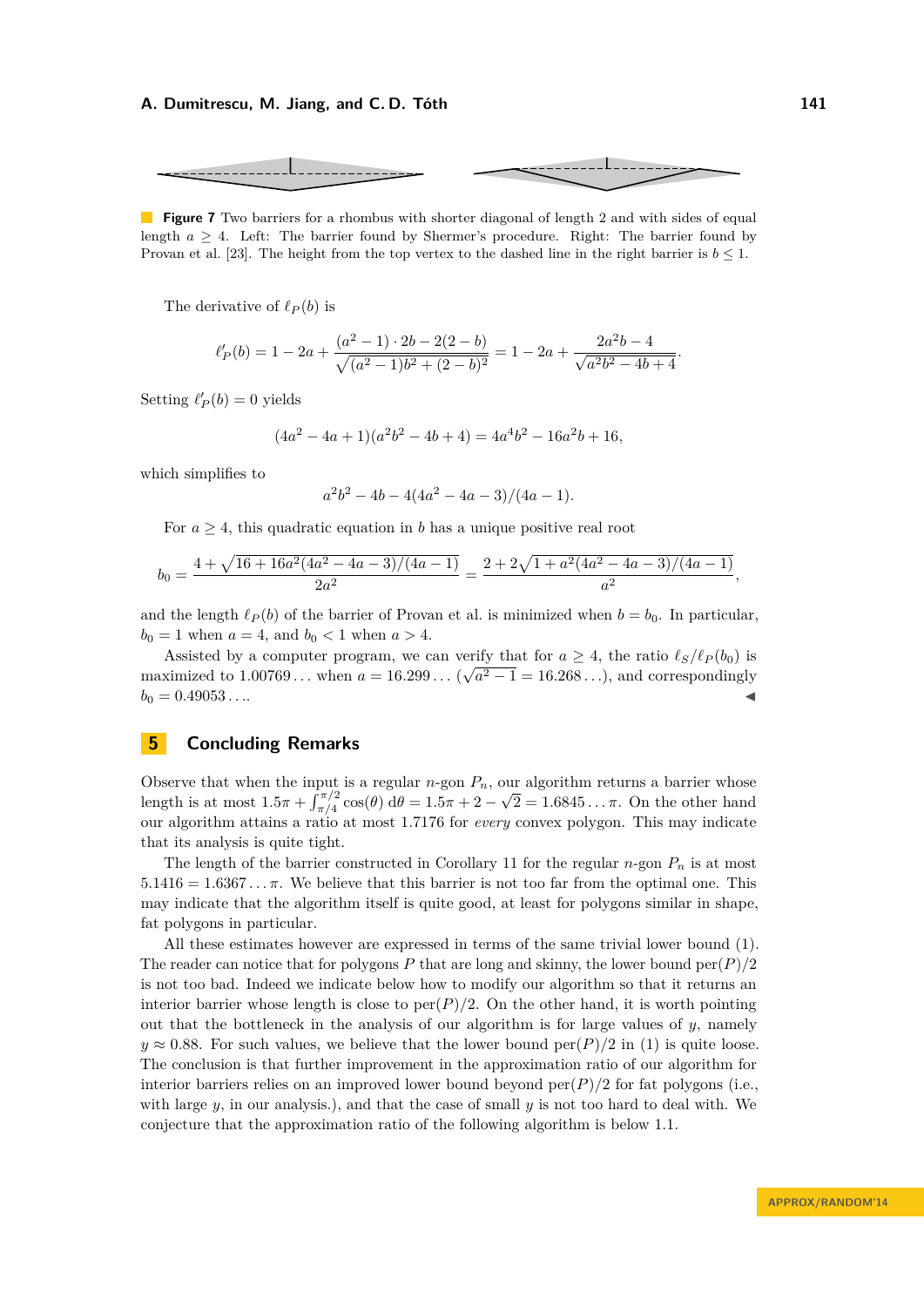**Figure 7** Two barriers for a rhombus with shorter diagonal of length 2 and with sides of equal length $a \geq 4$. Left: The barrier found by Shermer's procedure. Right: The barrier found by Provan et al. [23]. The height from the top vertex to the dashed line in the right barrier is $b \leq 1$.

The derivative of $\ell_P(b)$ is

$$\ell'_P(b) = 1 - 2a + \frac{(a^2-1)\cdot 2b - 2(2-b)}{\sqrt{(a^2-1)b^2 + (2-b)^2}} = 1 - 2a + \frac{2a^2b - 4}{\sqrt{a^2b^2 - 4b + 4}}.$$

Setting $\ell'_P(b) = 0$ yields

$$(4a^2 - 4a + 1)(a^2b^2 - 4b + 4) = 4a^4b^2 - 16a^2b + 16,$$

which simplifies to

$$a^2b^2 - 4b - 4(4a^2 - 4a - 3)/(4a - 1).$$

For $a \geq 4$, this quadratic equation in $b$ has a unique positive real root

$$b_0 = \frac{4 + \sqrt{16 + 16a^2(4a^2 - 4a - 3)/(4a - 1)}}{2a^2} = \frac{2 + 2\sqrt{1 + a^2(4a^2 - 4a - 3)/(4a - 1)}}{a^2},$$

and the length $\ell_P(b)$ of the barrier of Provan et al. is minimized when $b = b_0$. In particular, $b_0 = 1$ when $a = 4$, and $b_0 < 1$ when $a > 4$.

Assisted by a computer program, we can verify that for $a \geq 4$, the ratio $\ell_S/\ell_P(b_0)$ is maximized to $1.00769\ldots$ when $a = 16.299\ldots$ ($\sqrt{a^2 - 1} = 16.268\ldots$), and correspondingly $b_0 = 0.49053\ldots$. ◀

## 5 Concluding Remarks

Observe that when the input is a regular $n$-gon $P_n$, our algorithm returns a barrier whose length is at most $1.5\pi + \int_{\pi/4}^{\pi/2} \cos(\theta)\, \mathrm{d}\theta = 1.5\pi + 2 - \sqrt{2} = 1.6845\ldots\pi$. On the other hand our algorithm attains a ratio at most 1.7176 for *every* convex polygon. This may indicate that its analysis is quite tight.

The length of the barrier constructed in Corollary 11 for the regular $n$-gon $P_n$ is at most $5.1416 = 1.6367\ldots\pi$. We believe that this barrier is not too far from the optimal one. This may indicate that the algorithm itself is quite good, at least for polygons similar in shape, fat polygons in particular.

All these estimates however are expressed in terms of the same trivial lower bound (1). The reader can notice that for polygons $P$ that are long and skinny, the lower bound $\mathrm{per}(P)/2$ is not too bad. Indeed we indicate below how to modify our algorithm so that it returns an interior barrier whose length is close to $\mathrm{per}(P)/2$. On the other hand, it is worth pointing out that the bottleneck in the analysis of our algorithm is for large values of $y$, namely $y \approx 0.88$. For such values, we believe that the lower bound $\mathrm{per}(P)/2$ in (1) is quite loose. The conclusion is that further improvement in the approximation ratio of our algorithm for interior barriers relies on an improved lower bound beyond $\mathrm{per}(P)/2$ for fat polygons (i.e., with large $y$, in our analysis.), and that the case of small $y$ is not too hard to deal with. We conjecture that the approximation ratio of the following algorithm is below 1.1.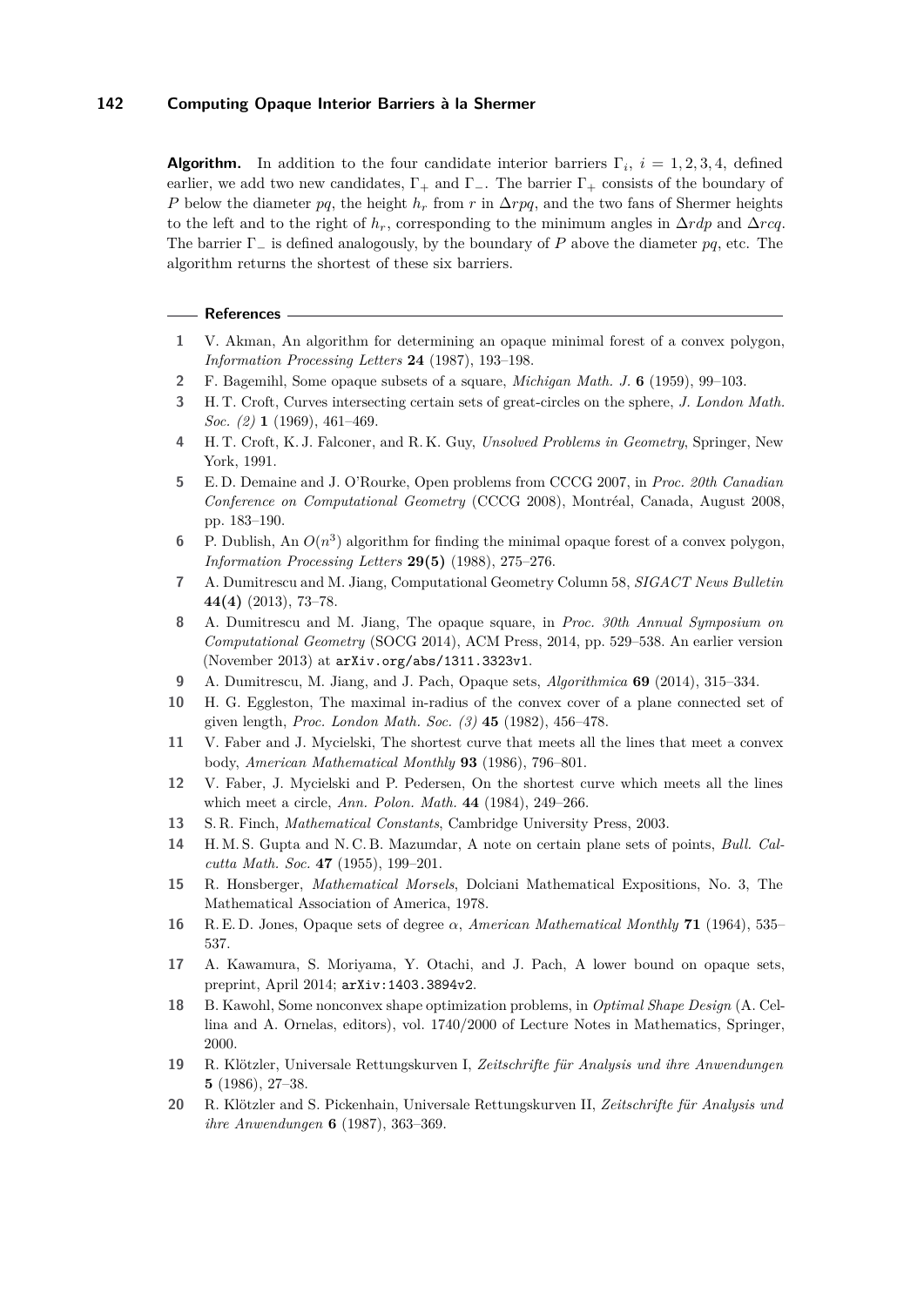**Algorithm.** In addition to the four candidate interior barriers $\Gamma_i$, $i = 1, 2, 3, 4$, defined earlier, we add two new candidates, $\Gamma_+$ and $\Gamma_-$. The barrier $\Gamma_+$ consists of the boundary of $P$ below the diameter $pq$, the height $h_r$ from $r$ in $\Delta rpq$, and the two fans of Shermer heights to the left and to the right of $h_r$, corresponding to the minimum angles in $\Delta rdp$ and $\Delta rcq$. The barrier $\Gamma_-$ is defined analogously, by the boundary of $P$ above the diameter $pq$, etc. The algorithm returns the shortest of these six barriers.

## References

1. V. Akman, An algorithm for determining an opaque minimal forest of a convex polygon, *Information Processing Letters* **24** (1987), 193–198.
2. F. Bagemihl, Some opaque subsets of a square, *Michigan Math. J.* **6** (1959), 99–103.
3. H. T. Croft, Curves intersecting certain sets of great-circles on the sphere, *J. London Math. Soc. (2)* **1** (1969), 461–469.
4. H. T. Croft, K. J. Falconer, and R. K. Guy, *Unsolved Problems in Geometry*, Springer, New York, 1991.
5. E. D. Demaine and J. O'Rourke, Open problems from CCCG 2007, in *Proc. 20th Canadian Conference on Computational Geometry* (CCCG 2008), Montréal, Canada, August 2008, pp. 183–190.
6. P. Dublish, An $O(n^3)$ algorithm for finding the minimal opaque forest of a convex polygon, *Information Processing Letters* **29(5)** (1988), 275–276.
7. A. Dumitrescu and M. Jiang, Computational Geometry Column 58, *SIGACT News Bulletin* **44(4)** (2013), 73–78.
8. A. Dumitrescu and M. Jiang, The opaque square, in *Proc. 30th Annual Symposium on Computational Geometry* (SOCG 2014), ACM Press, 2014, pp. 529–538. An earlier version (November 2013) at `arXiv.org/abs/1311.3323v1`.
9. A. Dumitrescu, M. Jiang, and J. Pach, Opaque sets, *Algorithmica* **69** (2014), 315–334.
10. H. G. Eggleston, The maximal in-radius of the convex cover of a plane connected set of given length, *Proc. London Math. Soc. (3)* **45** (1982), 456–478.
11. V. Faber and J. Mycielski, The shortest curve that meets all the lines that meet a convex body, *American Mathematical Monthly* **93** (1986), 796–801.
12. V. Faber, J. Mycielski and P. Pedersen, On the shortest curve which meets all the lines which meet a circle, *Ann. Polon. Math.* **44** (1984), 249–266.
13. S. R. Finch, *Mathematical Constants*, Cambridge University Press, 2003.
14. H. M. S. Gupta and N. C. B. Mazumdar, A note on certain plane sets of points, *Bull. Calcutta Math. Soc.* **47** (1955), 199–201.
15. R. Honsberger, *Mathematical Morsels*, Dolciani Mathematical Expositions, No. 3, The Mathematical Association of America, 1978.
16. R. E. D. Jones, Opaque sets of degree $\alpha$, *American Mathematical Monthly* **71** (1964), 535–537.
17. A. Kawamura, S. Moriyama, Y. Otachi, and J. Pach, A lower bound on opaque sets, preprint, April 2014; `arXiv:1403.3894v2`.
18. B. Kawohl, Some nonconvex shape optimization problems, in *Optimal Shape Design* (A. Cellina and A. Ornelas, editors), vol. 1740/2000 of Lecture Notes in Mathematics, Springer, 2000.
19. R. Klötzler, Universale Rettungskurven I, *Zeitschrifte für Analysis und ihre Anwendungen* **5** (1986), 27–38.
20. R. Klötzler and S. Pickenhain, Universale Rettungskurven II, *Zeitschrifte für Analysis und ihre Anwendungen* **6** (1987), 363–369.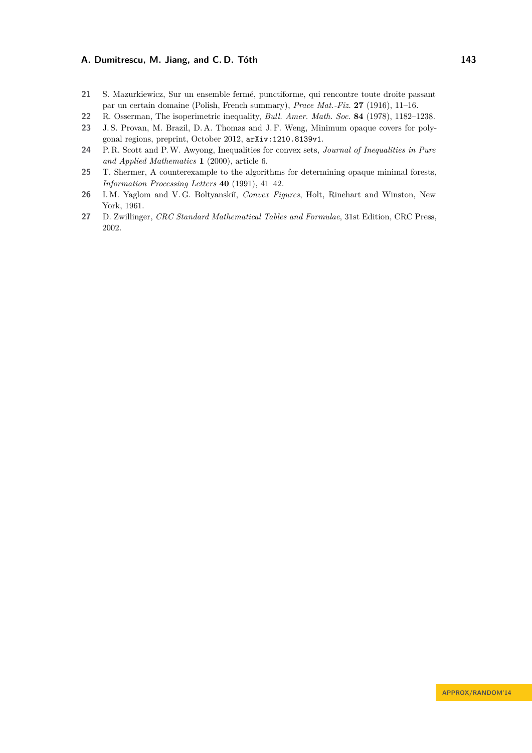21. S. Mazurkiewicz, Sur un ensemble fermé, punctiforme, qui rencontre toute droite passant par un certain domaine (Polish, French summary), *Prace Mat.-Fiz.* **27** (1916), 11–16.
22. R. Osserman, The isoperimetric inequality, *Bull. Amer. Math. Soc.* **84** (1978), 1182–1238.
23. J. S. Provan, M. Brazil, D. A. Thomas and J. F. Weng, Minimum opaque covers for polygonal regions, preprint, October 2012, `arXiv:1210.8139v1`.
24. P. R. Scott and P. W. Awyong, Inequalities for convex sets, *Journal of Inequalities in Pure and Applied Mathematics* **1** (2000), article 6.
25. T. Shermer, A counterexample to the algorithms for determining opaque minimal forests, *Information Processing Letters* **40** (1991), 41–42.
26. I. M. Yaglom and V. G. Boltyanskiĭ, *Convex Figures*, Holt, Rinehart and Winston, New York, 1961.
27. D. Zwillinger, *CRC Standard Mathematical Tables and Formulae*, 31st Edition, CRC Press, 2002.